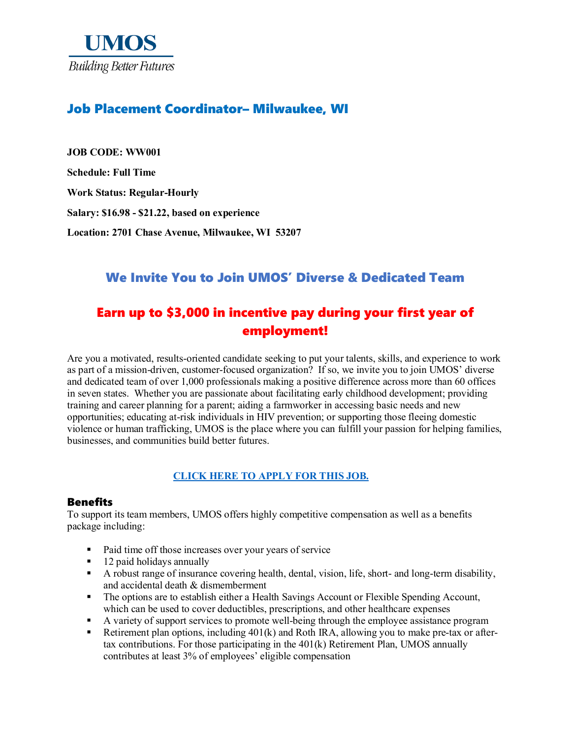**UMOS**

*Building Better Futures*

## Job Placement Coordinator– Milwaukee, WI

**JOB CODE: WW001**

**Schedule: Full Time**

**Work Status: Regular-Hourly**

**Salary: $16.98 - $21.22, based on experience**

**Location: 2701 Chase Avenue, Milwaukee, WI 53207**

## We Invite You to Join UMOS' Diverse & Dedicated Team

## Earn up to $3,000 in incentive pay during your first year of employment!

Are you a motivated, results-oriented candidate seeking to put your talents, skills, and experience to work as part of a mission-driven, customer-focused organization? If so, we invite you to join UMOS' diverse and dedicated team of over 1,000 professionals making a positive difference across more than 60 offices in seven states. Whether you are passionate about facilitating early childhood development; providing training and career planning for a parent; aiding a farmworker in accessing basic needs and new opportunities; educating at-risk individuals in HIV prevention; or supporting those fleeing domestic violence or human trafficking, UMOS is the place where you can fulfill your passion for helping families, businesses, and communities build better futures.

**CLICK HERE TO APPLY FOR THIS JOB.**

### Benefits

To support its team members, UMOS offers highly competitive compensation as well as a benefits package including:

- Paid time off those increases over your years of service
- 12 paid holidays annually
- A robust range of insurance covering health, dental, vision, life, short- and long-term disability, and accidental death & dismemberment
- The options are to establish either a Health Savings Account or Flexible Spending Account, which can be used to cover deductibles, prescriptions, and other healthcare expenses
- A variety of support services to promote well-being through the employee assistance program
- Retirement plan options, including 401(k) and Roth IRA, allowing you to make pre-tax or after-tax contributions. For those participating in the 401(k) Retirement Plan, UMOS annually contributes at least 3% of employees' eligible compensation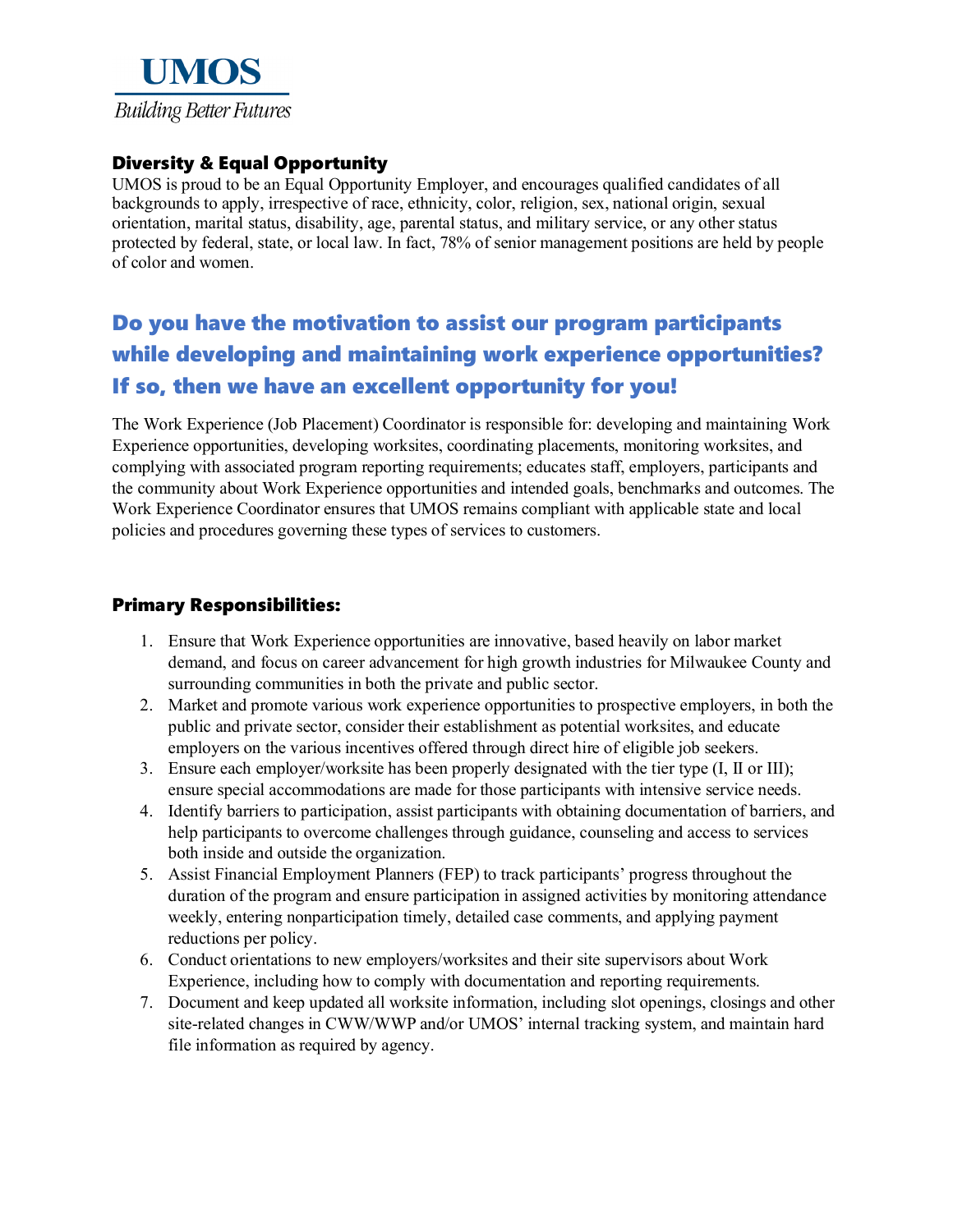# UMOS

*Building Better Futures*

## Diversity & Equal Opportunity

UMOS is proud to be an Equal Opportunity Employer, and encourages qualified candidates of all backgrounds to apply, irrespective of race, ethnicity, color, religion, sex, national origin, sexual orientation, marital status, disability, age, parental status, and military service, or any other status protected by federal, state, or local law. In fact, 78% of senior management positions are held by people of color and women.

## Do you have the motivation to assist our program participants while developing and maintaining work experience opportunities? If so, then we have an excellent opportunity for you!

The Work Experience (Job Placement) Coordinator is responsible for: developing and maintaining Work Experience opportunities, developing worksites, coordinating placements, monitoring worksites, and complying with associated program reporting requirements; educates staff, employers, participants and the community about Work Experience opportunities and intended goals, benchmarks and outcomes. The Work Experience Coordinator ensures that UMOS remains compliant with applicable state and local policies and procedures governing these types of services to customers.

## Primary Responsibilities:

1. Ensure that Work Experience opportunities are innovative, based heavily on labor market demand, and focus on career advancement for high growth industries for Milwaukee County and surrounding communities in both the private and public sector.
2. Market and promote various work experience opportunities to prospective employers, in both the public and private sector, consider their establishment as potential worksites, and educate employers on the various incentives offered through direct hire of eligible job seekers.
3. Ensure each employer/worksite has been properly designated with the tier type (I, II or III); ensure special accommodations are made for those participants with intensive service needs.
4. Identify barriers to participation, assist participants with obtaining documentation of barriers, and help participants to overcome challenges through guidance, counseling and access to services both inside and outside the organization.
5. Assist Financial Employment Planners (FEP) to track participants' progress throughout the duration of the program and ensure participation in assigned activities by monitoring attendance weekly, entering nonparticipation timely, detailed case comments, and applying payment reductions per policy.
6. Conduct orientations to new employers/worksites and their site supervisors about Work Experience, including how to comply with documentation and reporting requirements.
7. Document and keep updated all worksite information, including slot openings, closings and other site-related changes in CWW/WWP and/or UMOS' internal tracking system, and maintain hard file information as required by agency.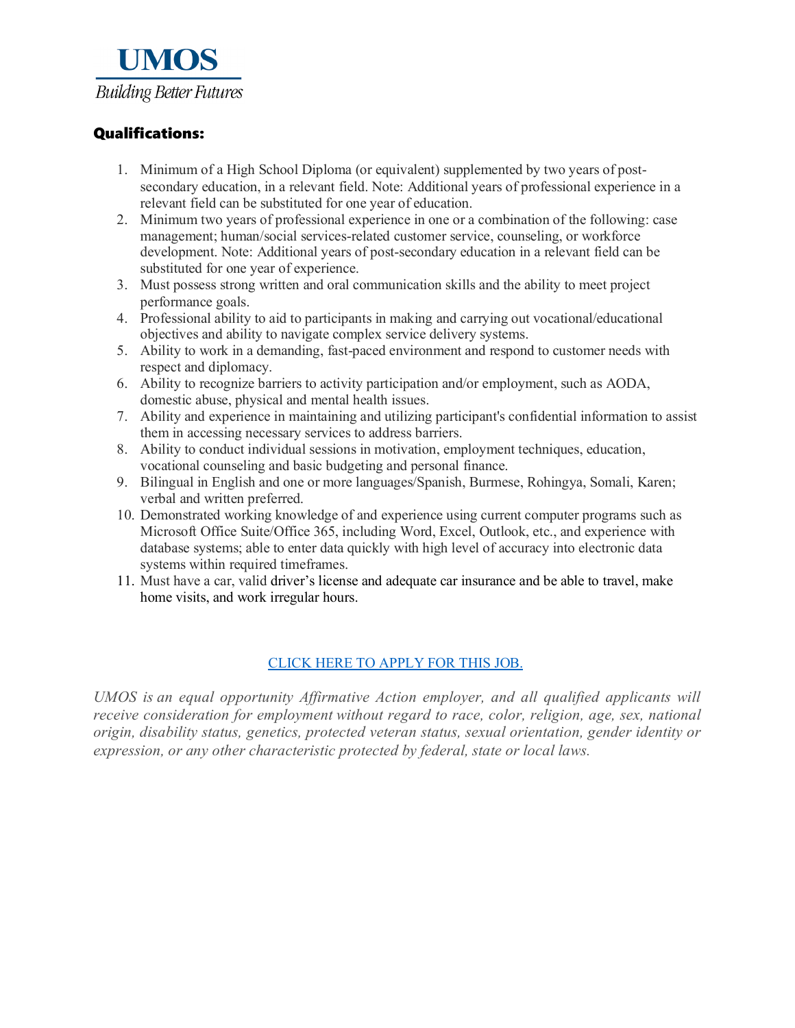**UMOS**

*Building Better Futures*

## Qualifications:

1. Minimum of a High School Diploma (or equivalent) supplemented by two years of post-secondary education, in a relevant field. Note: Additional years of professional experience in a relevant field can be substituted for one year of education.
2. Minimum two years of professional experience in one or a combination of the following: case management; human/social services-related customer service, counseling, or workforce development. Note: Additional years of post-secondary education in a relevant field can be substituted for one year of experience.
3. Must possess strong written and oral communication skills and the ability to meet project performance goals.
4. Professional ability to aid to participants in making and carrying out vocational/educational objectives and ability to navigate complex service delivery systems.
5. Ability to work in a demanding, fast-paced environment and respond to customer needs with respect and diplomacy.
6. Ability to recognize barriers to activity participation and/or employment, such as AODA, domestic abuse, physical and mental health issues.
7. Ability and experience in maintaining and utilizing participant's confidential information to assist them in accessing necessary services to address barriers.
8. Ability to conduct individual sessions in motivation, employment techniques, education, vocational counseling and basic budgeting and personal finance.
9. Bilingual in English and one or more languages/Spanish, Burmese, Rohingya, Somali, Karen; verbal and written preferred.
10. Demonstrated working knowledge of and experience using current computer programs such as Microsoft Office Suite/Office 365, including Word, Excel, Outlook, etc., and experience with database systems; able to enter data quickly with high level of accuracy into electronic data systems within required timeframes.
11. Must have a car, valid driver's license and adequate car insurance and be able to travel, make home visits, and work irregular hours.

CLICK HERE TO APPLY FOR THIS JOB.

*UMOS is an equal opportunity Affirmative Action employer, and all qualified applicants will receive consideration for employment without regard to race, color, religion, age, sex, national origin, disability status, genetics, protected veteran status, sexual orientation, gender identity or expression, or any other characteristic protected by federal, state or local laws.*